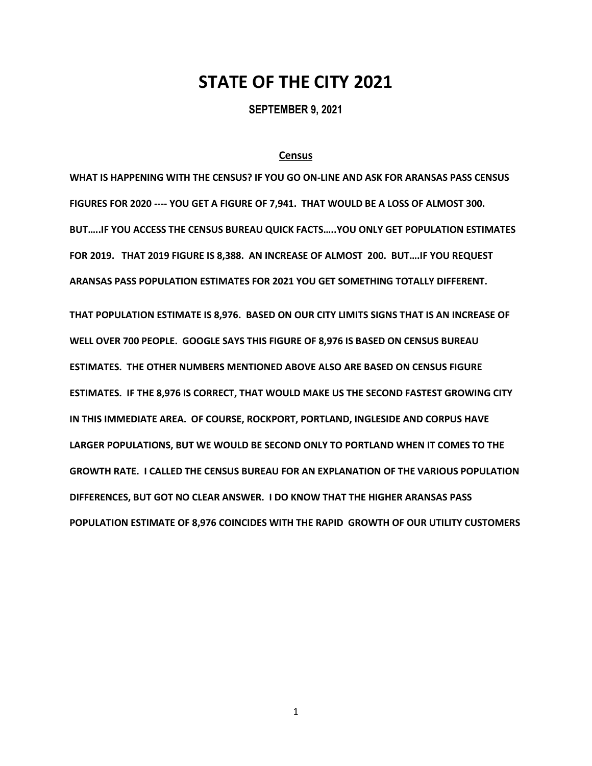# STATE OF THE CITY 2021

**SEPTEMBER 9, 2021**

## Census

**WHAT IS HAPPENING WITH THE CENSUS? IF YOU GO ON-LINE AND ASK FOR ARANSAS PASS CENSUS FIGURES FOR 2020 ---- YOU GET A FIGURE OF 7,941. THAT WOULD BE A LOSS OF ALMOST 300. BUT…..IF YOU ACCESS THE CENSUS BUREAU QUICK FACTS…..YOU ONLY GET POPULATION ESTIMATES FOR 2019. THAT 2019 FIGURE IS 8,388. AN INCREASE OF ALMOST 200. BUT….IF YOU REQUEST ARANSAS PASS POPULATION ESTIMATES FOR 2021 YOU GET SOMETHING TOTALLY DIFFERENT.**

**THAT POPULATION ESTIMATE IS 8,976. BASED ON OUR CITY LIMITS SIGNS THAT IS AN INCREASE OF WELL OVER 700 PEOPLE. GOOGLE SAYS THIS FIGURE OF 8,976 IS BASED ON CENSUS BUREAU ESTIMATES. THE OTHER NUMBERS MENTIONED ABOVE ALSO ARE BASED ON CENSUS FIGURE ESTIMATES. IF THE 8,976 IS CORRECT, THAT WOULD MAKE US THE SECOND FASTEST GROWING CITY IN THIS IMMEDIATE AREA. OF COURSE, ROCKPORT, PORTLAND, INGLESIDE AND CORPUS HAVE LARGER POPULATIONS, BUT WE WOULD BE SECOND ONLY TO PORTLAND WHEN IT COMES TO THE GROWTH RATE. I CALLED THE CENSUS BUREAU FOR AN EXPLANATION OF THE VARIOUS POPULATION DIFFERENCES, BUT GOT NO CLEAR ANSWER. I DO KNOW THAT THE HIGHER ARANSAS PASS POPULATION ESTIMATE OF 8,976 COINCIDES WITH THE RAPID GROWTH OF OUR UTILITY CUSTOMERS**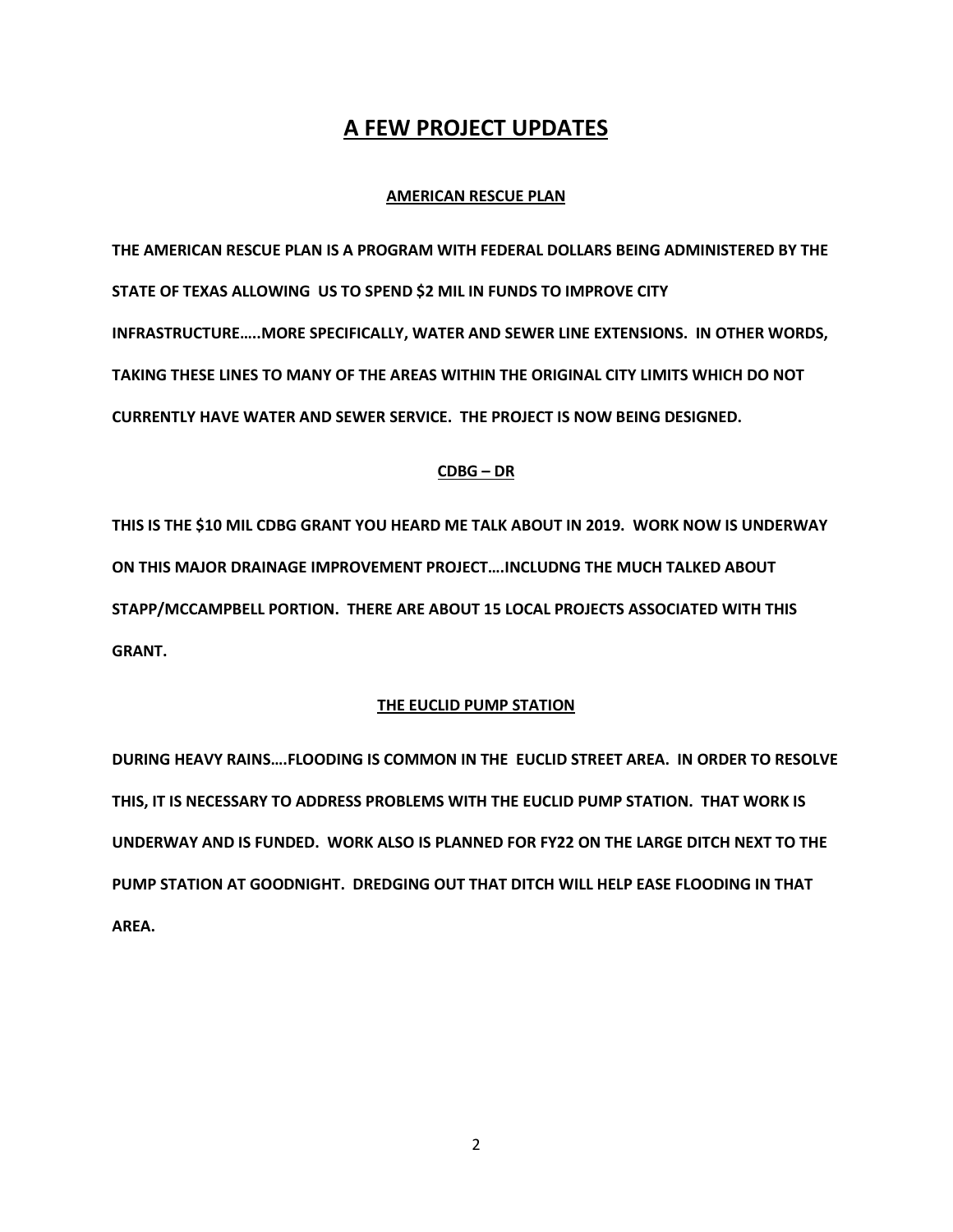# A FEW PROJECT UPDATES

## AMERICAN RESCUE PLAN

**THE AMERICAN RESCUE PLAN IS A PROGRAM WITH FEDERAL DOLLARS BEING ADMINISTERED BY THE STATE OF TEXAS ALLOWING US TO SPEND $2 MIL IN FUNDS TO IMPROVE CITY INFRASTRUCTURE…..MORE SPECIFICALLY, WATER AND SEWER LINE EXTENSIONS. IN OTHER WORDS, TAKING THESE LINES TO MANY OF THE AREAS WITHIN THE ORIGINAL CITY LIMITS WHICH DO NOT CURRENTLY HAVE WATER AND SEWER SERVICE. THE PROJECT IS NOW BEING DESIGNED.**

## CDBG – DR

**THIS IS THE $10 MIL CDBG GRANT YOU HEARD ME TALK ABOUT IN 2019. WORK NOW IS UNDERWAY ON THIS MAJOR DRAINAGE IMPROVEMENT PROJECT….INCLUDNG THE MUCH TALKED ABOUT STAPP/MCCAMPBELL PORTION. THERE ARE ABOUT 15 LOCAL PROJECTS ASSOCIATED WITH THIS GRANT.**

## THE EUCLID PUMP STATION

**DURING HEAVY RAINS….FLOODING IS COMMON IN THE EUCLID STREET AREA. IN ORDER TO RESOLVE THIS, IT IS NECESSARY TO ADDRESS PROBLEMS WITH THE EUCLID PUMP STATION. THAT WORK IS UNDERWAY AND IS FUNDED. WORK ALSO IS PLANNED FOR FY22 ON THE LARGE DITCH NEXT TO THE PUMP STATION AT GOODNIGHT. DREDGING OUT THAT DITCH WILL HELP EASE FLOODING IN THAT AREA.**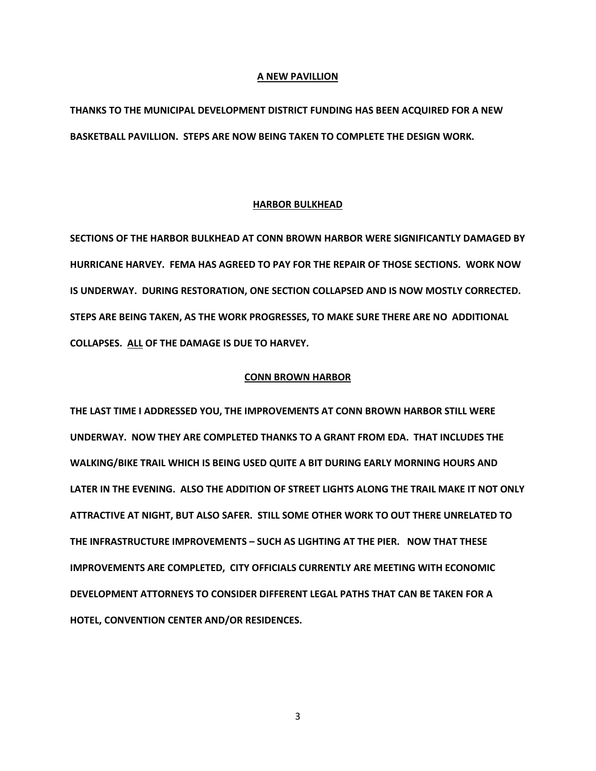## A NEW PAVILLION

**THANKS TO THE MUNICIPAL DEVELOPMENT DISTRICT FUNDING HAS BEEN ACQUIRED FOR A NEW BASKETBALL PAVILLION. STEPS ARE NOW BEING TAKEN TO COMPLETE THE DESIGN WORK.**

## HARBOR BULKHEAD

**SECTIONS OF THE HARBOR BULKHEAD AT CONN BROWN HARBOR WERE SIGNIFICANTLY DAMAGED BY HURRICANE HARVEY. FEMA HAS AGREED TO PAY FOR THE REPAIR OF THOSE SECTIONS. WORK NOW IS UNDERWAY. DURING RESTORATION, ONE SECTION COLLAPSED AND IS NOW MOSTLY CORRECTED. STEPS ARE BEING TAKEN, AS THE WORK PROGRESSES, TO MAKE SURE THERE ARE NO ADDITIONAL COLLAPSES. ALL OF THE DAMAGE IS DUE TO HARVEY.**

## CONN BROWN HARBOR

**THE LAST TIME I ADDRESSED YOU, THE IMPROVEMENTS AT CONN BROWN HARBOR STILL WERE UNDERWAY. NOW THEY ARE COMPLETED THANKS TO A GRANT FROM EDA. THAT INCLUDES THE WALKING/BIKE TRAIL WHICH IS BEING USED QUITE A BIT DURING EARLY MORNING HOURS AND LATER IN THE EVENING. ALSO THE ADDITION OF STREET LIGHTS ALONG THE TRAIL MAKE IT NOT ONLY ATTRACTIVE AT NIGHT, BUT ALSO SAFER. STILL SOME OTHER WORK TO OUT THERE UNRELATED TO THE INFRASTRUCTURE IMPROVEMENTS – SUCH AS LIGHTING AT THE PIER. NOW THAT THESE IMPROVEMENTS ARE COMPLETED, CITY OFFICIALS CURRENTLY ARE MEETING WITH ECONOMIC DEVELOPMENT ATTORNEYS TO CONSIDER DIFFERENT LEGAL PATHS THAT CAN BE TAKEN FOR A HOTEL, CONVENTION CENTER AND/OR RESIDENCES.**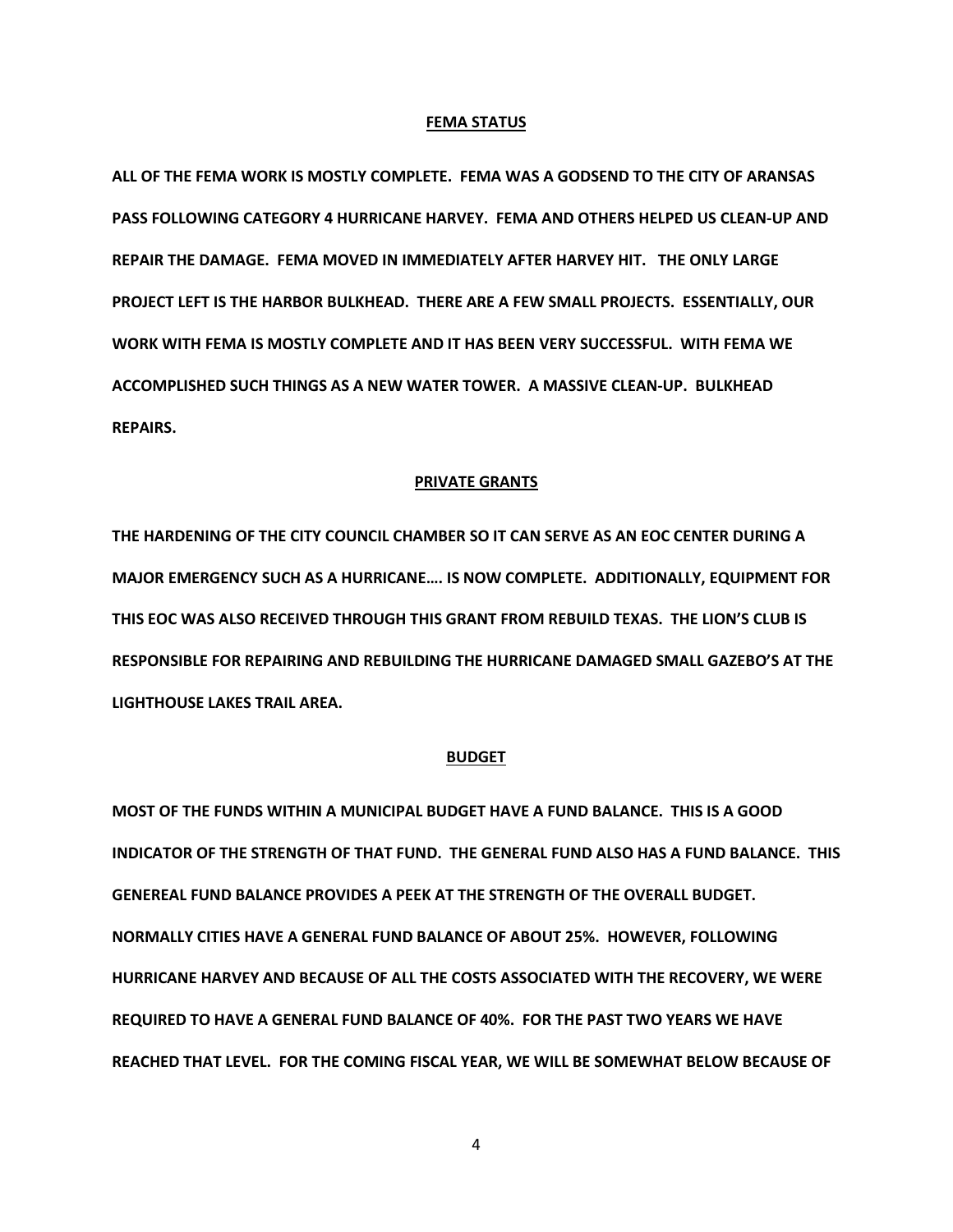**FEMA STATUS**

**ALL OF THE FEMA WORK IS MOSTLY COMPLETE. FEMA WAS A GODSEND TO THE CITY OF ARANSAS PASS FOLLOWING CATEGORY 4 HURRICANE HARVEY. FEMA AND OTHERS HELPED US CLEAN-UP AND REPAIR THE DAMAGE. FEMA MOVED IN IMMEDIATELY AFTER HARVEY HIT. THE ONLY LARGE PROJECT LEFT IS THE HARBOR BULKHEAD. THERE ARE A FEW SMALL PROJECTS. ESSENTIALLY, OUR WORK WITH FEMA IS MOSTLY COMPLETE AND IT HAS BEEN VERY SUCCESSFUL. WITH FEMA WE ACCOMPLISHED SUCH THINGS AS A NEW WATER TOWER. A MASSIVE CLEAN-UP. BULKHEAD REPAIRS.**

**PRIVATE GRANTS**

**THE HARDENING OF THE CITY COUNCIL CHAMBER SO IT CAN SERVE AS AN EOC CENTER DURING A MAJOR EMERGENCY SUCH AS A HURRICANE…. IS NOW COMPLETE. ADDITIONALLY, EQUIPMENT FOR THIS EOC WAS ALSO RECEIVED THROUGH THIS GRANT FROM REBUILD TEXAS. THE LION'S CLUB IS RESPONSIBLE FOR REPAIRING AND REBUILDING THE HURRICANE DAMAGED SMALL GAZEBO'S AT THE LIGHTHOUSE LAKES TRAIL AREA.**

**BUDGET**

**MOST OF THE FUNDS WITHIN A MUNICIPAL BUDGET HAVE A FUND BALANCE. THIS IS A GOOD INDICATOR OF THE STRENGTH OF THAT FUND. THE GENERAL FUND ALSO HAS A FUND BALANCE. THIS GENEREAL FUND BALANCE PROVIDES A PEEK AT THE STRENGTH OF THE OVERALL BUDGET. NORMALLY CITIES HAVE A GENERAL FUND BALANCE OF ABOUT 25%. HOWEVER, FOLLOWING HURRICANE HARVEY AND BECAUSE OF ALL THE COSTS ASSOCIATED WITH THE RECOVERY, WE WERE REQUIRED TO HAVE A GENERAL FUND BALANCE OF 40%. FOR THE PAST TWO YEARS WE HAVE REACHED THAT LEVEL. FOR THE COMING FISCAL YEAR, WE WILL BE SOMEWHAT BELOW BECAUSE OF**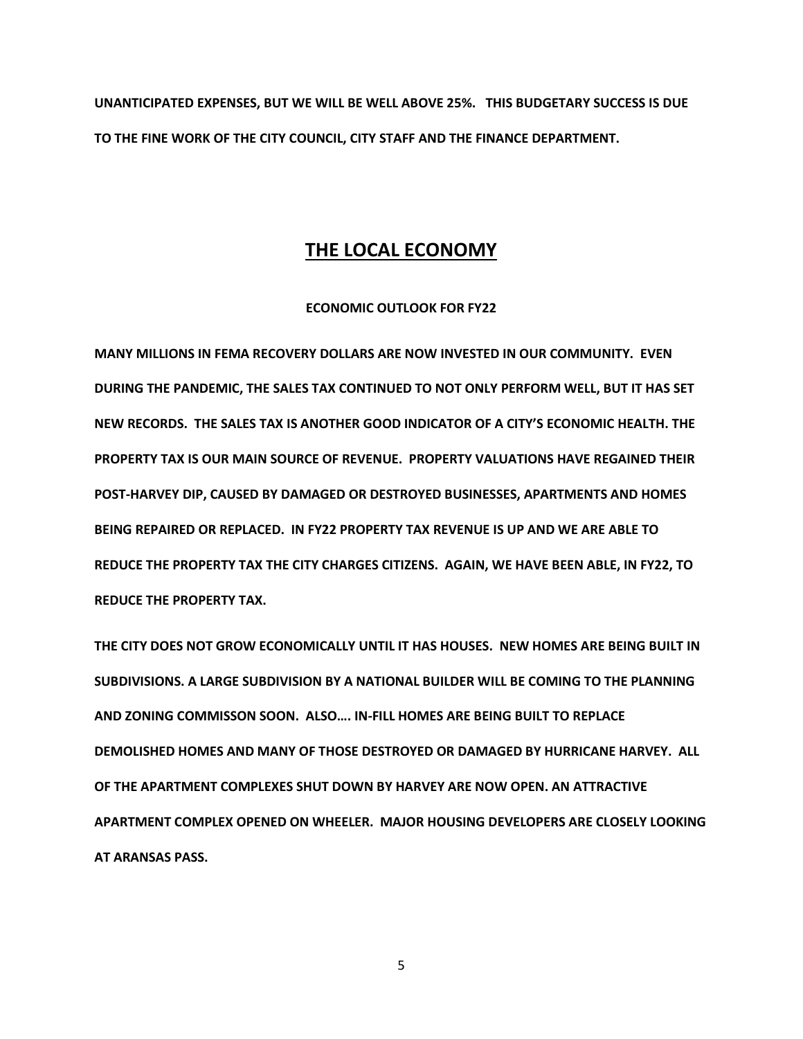**UNANTICIPATED EXPENSES, BUT WE WILL BE WELL ABOVE 25%. THIS BUDGETARY SUCCESS IS DUE TO THE FINE WORK OF THE CITY COUNCIL, CITY STAFF AND THE FINANCE DEPARTMENT.**

## THE LOCAL ECONOMY

### ECONOMIC OUTLOOK FOR FY22

**MANY MILLIONS IN FEMA RECOVERY DOLLARS ARE NOW INVESTED IN OUR COMMUNITY. EVEN DURING THE PANDEMIC, THE SALES TAX CONTINUED TO NOT ONLY PERFORM WELL, BUT IT HAS SET NEW RECORDS. THE SALES TAX IS ANOTHER GOOD INDICATOR OF A CITY'S ECONOMIC HEALTH. THE PROPERTY TAX IS OUR MAIN SOURCE OF REVENUE. PROPERTY VALUATIONS HAVE REGAINED THEIR POST-HARVEY DIP, CAUSED BY DAMAGED OR DESTROYED BUSINESSES, APARTMENTS AND HOMES BEING REPAIRED OR REPLACED. IN FY22 PROPERTY TAX REVENUE IS UP AND WE ARE ABLE TO REDUCE THE PROPERTY TAX THE CITY CHARGES CITIZENS. AGAIN, WE HAVE BEEN ABLE, IN FY22, TO REDUCE THE PROPERTY TAX.**

**THE CITY DOES NOT GROW ECONOMICALLY UNTIL IT HAS HOUSES. NEW HOMES ARE BEING BUILT IN SUBDIVISIONS. A LARGE SUBDIVISION BY A NATIONAL BUILDER WILL BE COMING TO THE PLANNING AND ZONING COMMISSON SOON. ALSO…. IN-FILL HOMES ARE BEING BUILT TO REPLACE DEMOLISHED HOMES AND MANY OF THOSE DESTROYED OR DAMAGED BY HURRICANE HARVEY. ALL OF THE APARTMENT COMPLEXES SHUT DOWN BY HARVEY ARE NOW OPEN. AN ATTRACTIVE APARTMENT COMPLEX OPENED ON WHEELER. MAJOR HOUSING DEVELOPERS ARE CLOSELY LOOKING AT ARANSAS PASS.**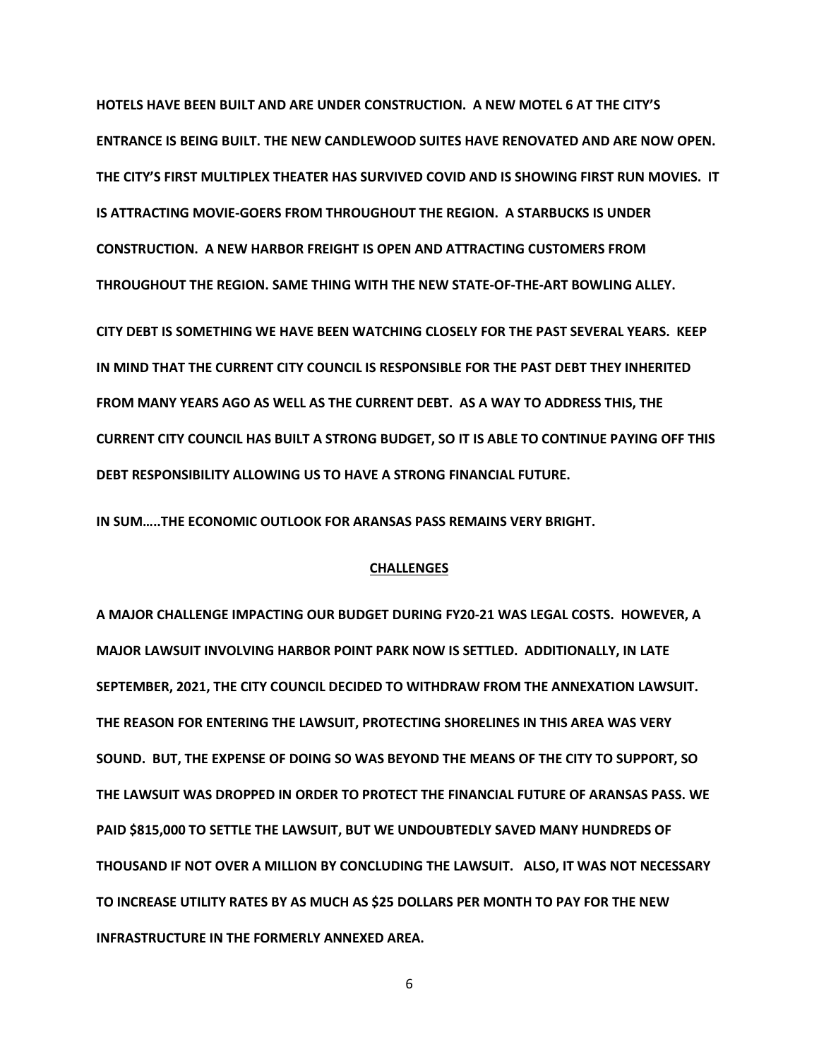**HOTELS HAVE BEEN BUILT AND ARE UNDER CONSTRUCTION. A NEW MOTEL 6 AT THE CITY'S ENTRANCE IS BEING BUILT. THE NEW CANDLEWOOD SUITES HAVE RENOVATED AND ARE NOW OPEN. THE CITY'S FIRST MULTIPLEX THEATER HAS SURVIVED COVID AND IS SHOWING FIRST RUN MOVIES. IT IS ATTRACTING MOVIE-GOERS FROM THROUGHOUT THE REGION. A STARBUCKS IS UNDER CONSTRUCTION. A NEW HARBOR FREIGHT IS OPEN AND ATTRACTING CUSTOMERS FROM THROUGHOUT THE REGION. SAME THING WITH THE NEW STATE-OF-THE-ART BOWLING ALLEY.**

**CITY DEBT IS SOMETHING WE HAVE BEEN WATCHING CLOSELY FOR THE PAST SEVERAL YEARS. KEEP IN MIND THAT THE CURRENT CITY COUNCIL IS RESPONSIBLE FOR THE PAST DEBT THEY INHERITED FROM MANY YEARS AGO AS WELL AS THE CURRENT DEBT. AS A WAY TO ADDRESS THIS, THE CURRENT CITY COUNCIL HAS BUILT A STRONG BUDGET, SO IT IS ABLE TO CONTINUE PAYING OFF THIS DEBT RESPONSIBILITY ALLOWING US TO HAVE A STRONG FINANCIAL FUTURE.**

**IN SUM…..THE ECONOMIC OUTLOOK FOR ARANSAS PASS REMAINS VERY BRIGHT.**

## CHALLENGES

**A MAJOR CHALLENGE IMPACTING OUR BUDGET DURING FY20-21 WAS LEGAL COSTS. HOWEVER, A MAJOR LAWSUIT INVOLVING HARBOR POINT PARK NOW IS SETTLED. ADDITIONALLY, IN LATE SEPTEMBER, 2021, THE CITY COUNCIL DECIDED TO WITHDRAW FROM THE ANNEXATION LAWSUIT. THE REASON FOR ENTERING THE LAWSUIT, PROTECTING SHORELINES IN THIS AREA WAS VERY SOUND. BUT, THE EXPENSE OF DOING SO WAS BEYOND THE MEANS OF THE CITY TO SUPPORT, SO THE LAWSUIT WAS DROPPED IN ORDER TO PROTECT THE FINANCIAL FUTURE OF ARANSAS PASS. WE PAID $815,000 TO SETTLE THE LAWSUIT, BUT WE UNDOUBTEDLY SAVED MANY HUNDREDS OF THOUSAND IF NOT OVER A MILLION BY CONCLUDING THE LAWSUIT. ALSO, IT WAS NOT NECESSARY TO INCREASE UTILITY RATES BY AS MUCH AS $25 DOLLARS PER MONTH TO PAY FOR THE NEW INFRASTRUCTURE IN THE FORMERLY ANNEXED AREA.**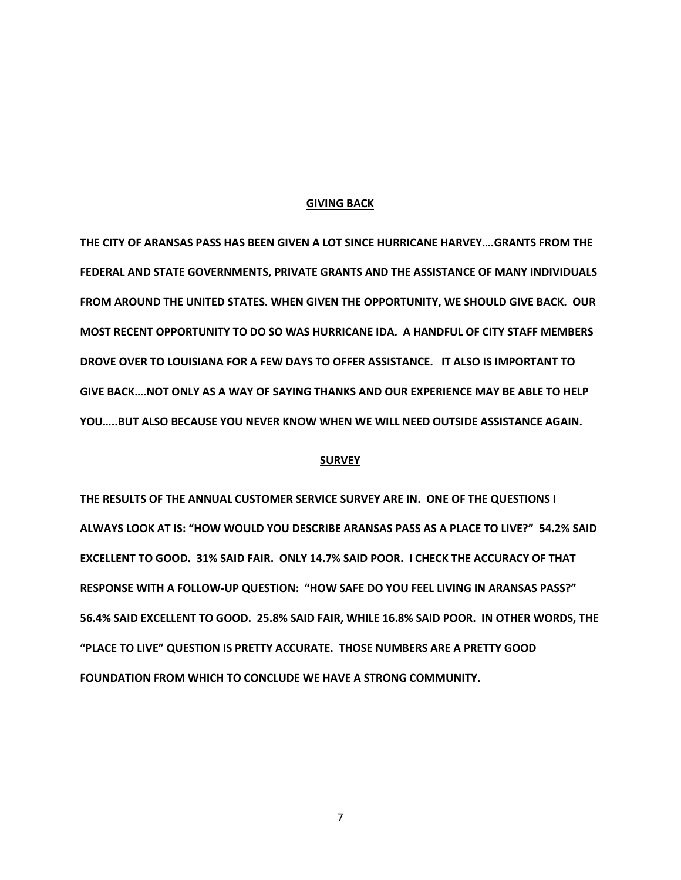## GIVING BACK

**THE CITY OF ARANSAS PASS HAS BEEN GIVEN A LOT SINCE HURRICANE HARVEY….GRANTS FROM THE FEDERAL AND STATE GOVERNMENTS, PRIVATE GRANTS AND THE ASSISTANCE OF MANY INDIVIDUALS FROM AROUND THE UNITED STATES. WHEN GIVEN THE OPPORTUNITY, WE SHOULD GIVE BACK. OUR MOST RECENT OPPORTUNITY TO DO SO WAS HURRICANE IDA. A HANDFUL OF CITY STAFF MEMBERS DROVE OVER TO LOUISIANA FOR A FEW DAYS TO OFFER ASSISTANCE. IT ALSO IS IMPORTANT TO GIVE BACK….NOT ONLY AS A WAY OF SAYING THANKS AND OUR EXPERIENCE MAY BE ABLE TO HELP YOU…..BUT ALSO BECAUSE YOU NEVER KNOW WHEN WE WILL NEED OUTSIDE ASSISTANCE AGAIN.**

## SURVEY

**THE RESULTS OF THE ANNUAL CUSTOMER SERVICE SURVEY ARE IN. ONE OF THE QUESTIONS I ALWAYS LOOK AT IS: "HOW WOULD YOU DESCRIBE ARANSAS PASS AS A PLACE TO LIVE?" 54.2% SAID EXCELLENT TO GOOD. 31% SAID FAIR. ONLY 14.7% SAID POOR. I CHECK THE ACCURACY OF THAT RESPONSE WITH A FOLLOW-UP QUESTION: "HOW SAFE DO YOU FEEL LIVING IN ARANSAS PASS?" 56.4% SAID EXCELLENT TO GOOD. 25.8% SAID FAIR, WHILE 16.8% SAID POOR. IN OTHER WORDS, THE "PLACE TO LIVE" QUESTION IS PRETTY ACCURATE. THOSE NUMBERS ARE A PRETTY GOOD FOUNDATION FROM WHICH TO CONCLUDE WE HAVE A STRONG COMMUNITY.**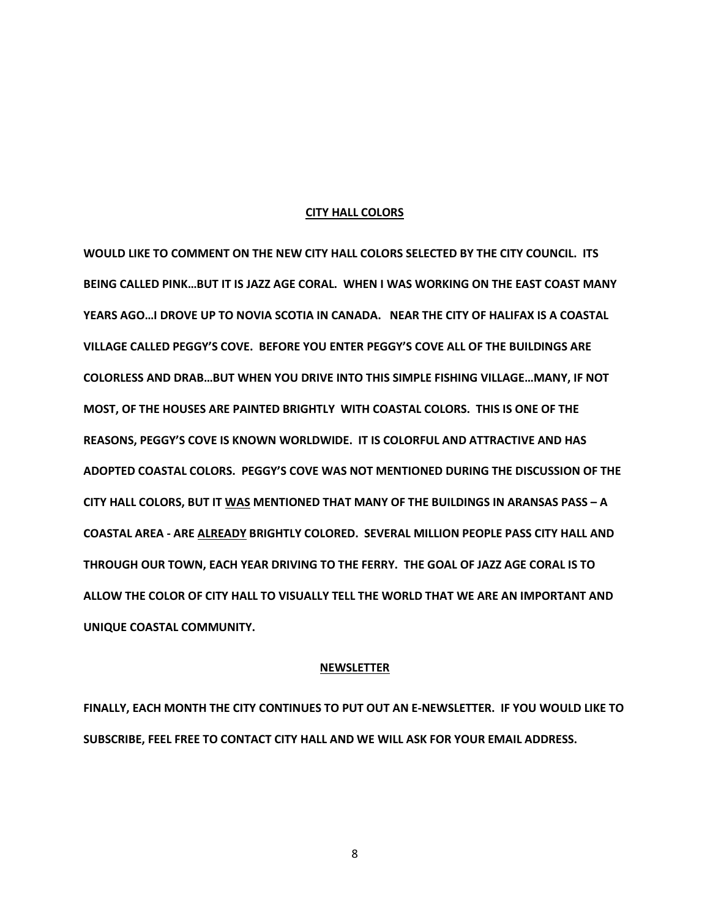**<u>CITY HALL COLORS</u>**

**WOULD LIKE TO COMMENT ON THE NEW CITY HALL COLORS SELECTED BY THE CITY COUNCIL. ITS BEING CALLED PINK…BUT IT IS JAZZ AGE CORAL. WHEN I WAS WORKING ON THE EAST COAST MANY YEARS AGO…I DROVE UP TO NOVIA SCOTIA IN CANADA. NEAR THE CITY OF HALIFAX IS A COASTAL VILLAGE CALLED PEGGY'S COVE. BEFORE YOU ENTER PEGGY'S COVE ALL OF THE BUILDINGS ARE COLORLESS AND DRAB…BUT WHEN YOU DRIVE INTO THIS SIMPLE FISHING VILLAGE…MANY, IF NOT MOST, OF THE HOUSES ARE PAINTED BRIGHTLY WITH COASTAL COLORS. THIS IS ONE OF THE REASONS, PEGGY'S COVE IS KNOWN WORLDWIDE. IT IS COLORFUL AND ATTRACTIVE AND HAS ADOPTED COASTAL COLORS. PEGGY'S COVE WAS NOT MENTIONED DURING THE DISCUSSION OF THE CITY HALL COLORS, BUT IT <u>WAS</u> MENTIONED THAT MANY OF THE BUILDINGS IN ARANSAS PASS – A COASTAL AREA - ARE <u>ALREADY</u> BRIGHTLY COLORED. SEVERAL MILLION PEOPLE PASS CITY HALL AND THROUGH OUR TOWN, EACH YEAR DRIVING TO THE FERRY. THE GOAL OF JAZZ AGE CORAL IS TO ALLOW THE COLOR OF CITY HALL TO VISUALLY TELL THE WORLD THAT WE ARE AN IMPORTANT AND UNIQUE COASTAL COMMUNITY.**

**<u>NEWSLETTER</u>**

**FINALLY, EACH MONTH THE CITY CONTINUES TO PUT OUT AN E-NEWSLETTER. IF YOU WOULD LIKE TO SUBSCRIBE, FEEL FREE TO CONTACT CITY HALL AND WE WILL ASK FOR YOUR EMAIL ADDRESS.**